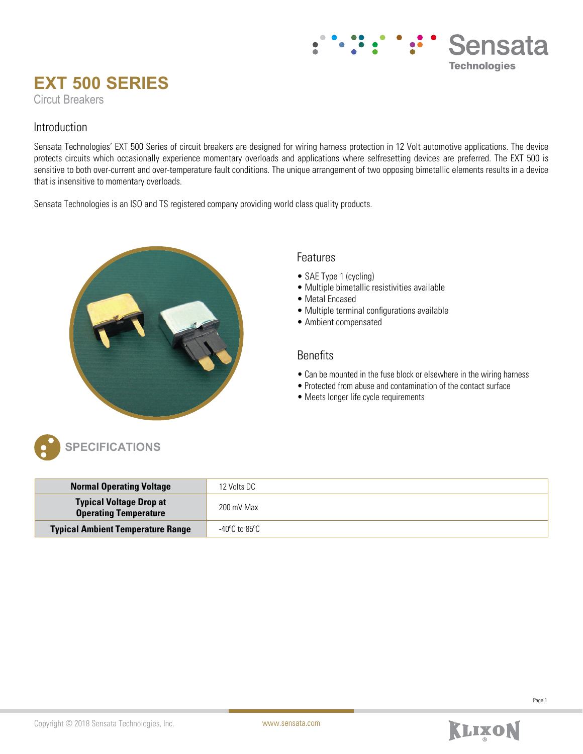# EXT 500 SERIES

Circuit Breakers

## Introduction

Sensata Technologies' EXT 500 Series of circuit breakers are designed for wiring harness protection in 12 Volt automotive applications. The device protects circuits which occasionally experience momentary overloads and applications where selfresetting devices are preferred. The EXT 500 is sensitive to both over-current and over-temperature fault conditions. The unique arrangement of two opposing bimetallic elements results in a device that is insensitive to momentary overloads.

Sensata Technologies is an ISO and TS registered company providing world class quality products.

## Features

- SAE Type 1 (cycling)
- Multiple bimetallic resistivities available
- Metal Encased
- Multiple terminal configurations available
- Ambient compensated

## Benefits

- Can be mounted in the fuse block or elsewhere in the wiring harness
- Protected from abuse and contamination of the contact surface
- Meets longer life cycle requirements

## SPECIFICATIONS

| Parameter | Value |
|---|---|
| **Normal Operating Voltage** | 12 Volts DC |
| **Typical Voltage Drop at Operating Temperature** | 200 mV Max |
| **Typical Ambient Temperature Range** | -40ºC to 85ºC |

Copyright © 2018 Sensata Technologies, Inc. www.sensata.com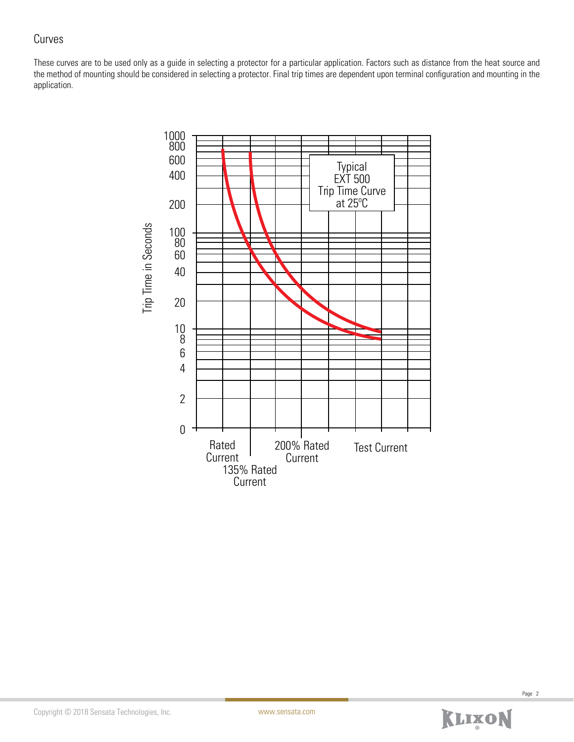## Curves

These curves are to be used only as a guide in selecting a protector for a particular application. Factors such as distance from the heat source and the method of mounting should be considered in selecting a protector. Final trip times are dependent upon terminal configuration and mounting in the application.

Typical EXT 500 Trip Time Curve at 25ºC

Trip Time in Seconds

1000
800
600
400
200
100
80
60
40
20
10
8
6
4
2
0

Rated Current

135% Rated Current

200% Rated Current

Test Current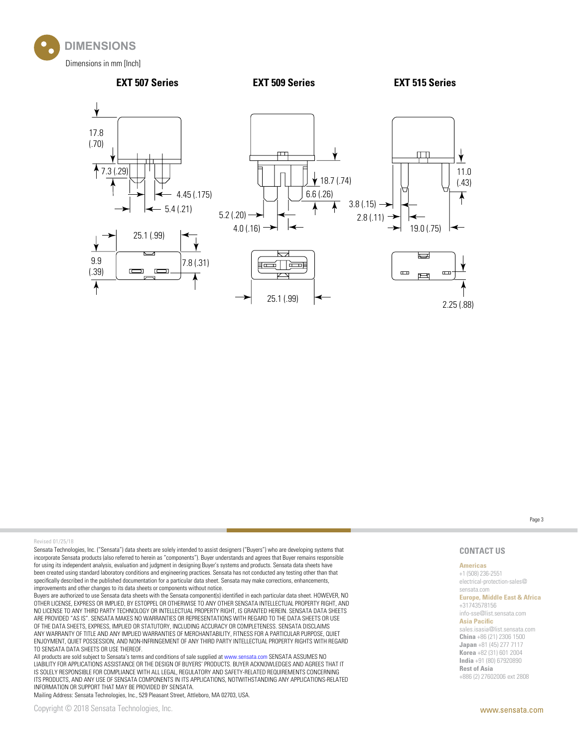## DIMENSIONS

Dimensions in mm [Inch]

**EXT 507 Series**

17.8 (.70)

7.3 (.29)

4.45 (.175)

5.4 (.21)

25.1 (.99)

9.9 (.39)

7.8 (.31)

**EXT 509 Series**

18.7 (.74)

6.6 (.26)

5.2 (.20)

4.0 (.16)

25.1 (.99)

**EXT 515 Series**

11.0 (.43)

3.8 (.15)

2.8 (.11)

19.0 (.75)

2.25 (.88)

Revised 01/25/18

Sensata Technologies, Inc. ("Sensata") data sheets are solely intended to assist designers ("Buyers") who are developing systems that incorporate Sensata products (also referred to herein as "components"). Buyer understands and agrees that Buyer remains responsible for using its independent analysis, evaluation and judgment in designing Buyer's systems and products. Sensata data sheets have been created using standard laboratory conditions and engineering practices. Sensata has not conducted any testing other than that specifically described in the published documentation for a particular data sheet. Sensata may make corrections, enhancements, improvements and other changes to its data sheets or components without notice.

Buyers are authorized to use Sensata data sheets with the Sensata component(s) identified in each particular data sheet. HOWEVER, NO OTHER LICENSE, EXPRESS OR IMPLIED, BY ESTOPPEL OR OTHERWISE TO ANY OTHER SENSATA INTELLECTUAL PROPERTY RIGHT, AND NO LICENSE TO ANY THIRD PARTY TECHNOLOGY OR INTELLECTUAL PROPERTY RIGHT, IS GRANTED HEREIN. SENSATA DATA SHEETS ARE PROVIDED "AS IS". SENSATA MAKES NO WARRANTIES OR REPRESENTATIONS WITH REGARD TO THE DATA SHEETS OR USE OF THE DATA SHEETS, EXPRESS, IMPLIED OR STATUTORY, INCLUDING ACCURACY OR COMPLETENESS. SENSATA DISCLAIMS ANY WARRANTY OF TITLE AND ANY IMPLIED WARRANTIES OF MERCHANTABILITY, FITNESS FOR A PARTICULAR PURPOSE, QUIET ENJOYMENT, QUIET POSSESSION, AND NON-INFRINGEMENT OF ANY THIRD PARTY INTELLECTUAL PROPERTY RIGHTS WITH REGARD TO SENSATA DATA SHEETS OR USE THEREOF.

All products are sold subject to Sensata's terms and conditions of sale supplied at www.sensata.com SENSATA ASSUMES NO LIABILITY FOR APPLICATIONS ASSISTANCE OR THE DESIGN OF BUYERS' PRODUCTS. BUYER ACKNOWLEDGES AND AGREES THAT IT IS SOLELY RESPONSIBLE FOR COMPLIANCE WITH ALL LEGAL, REGULATORY AND SAFETY-RELATED REQUIREMENTS CONCERNING ITS PRODUCTS, AND ANY USE OF SENSATA COMPONENTS IN ITS APPLICATIONS, NOTWITHSTANDING ANY APPLICATIONS-RELATED INFORMATION OR SUPPORT THAT MAY BE PROVIDED BY SENSATA.

Mailing Address: Sensata Technologies, Inc., 529 Pleasant Street, Attleboro, MA 02703, USA.

Copyright © 2018 Sensata Technologies, Inc.

### CONTACT US

**Americas**
+1 (508) 236-2551
electrical-protection-sales@sensata.com

**Europe, Middle East & Africa**
+31743578156
info-sse@list.sensata.com

**Asia Pacific**
sales.isasia@list.sensata.com
**China** +86 (21) 2306 1500
**Japan** +81 (45) 277 7117
**Korea** +82 (31) 601 2004
**India** +91 (80) 67920890
**Rest of Asia**
+886 (2) 27602006 ext 2808

www.sensata.com